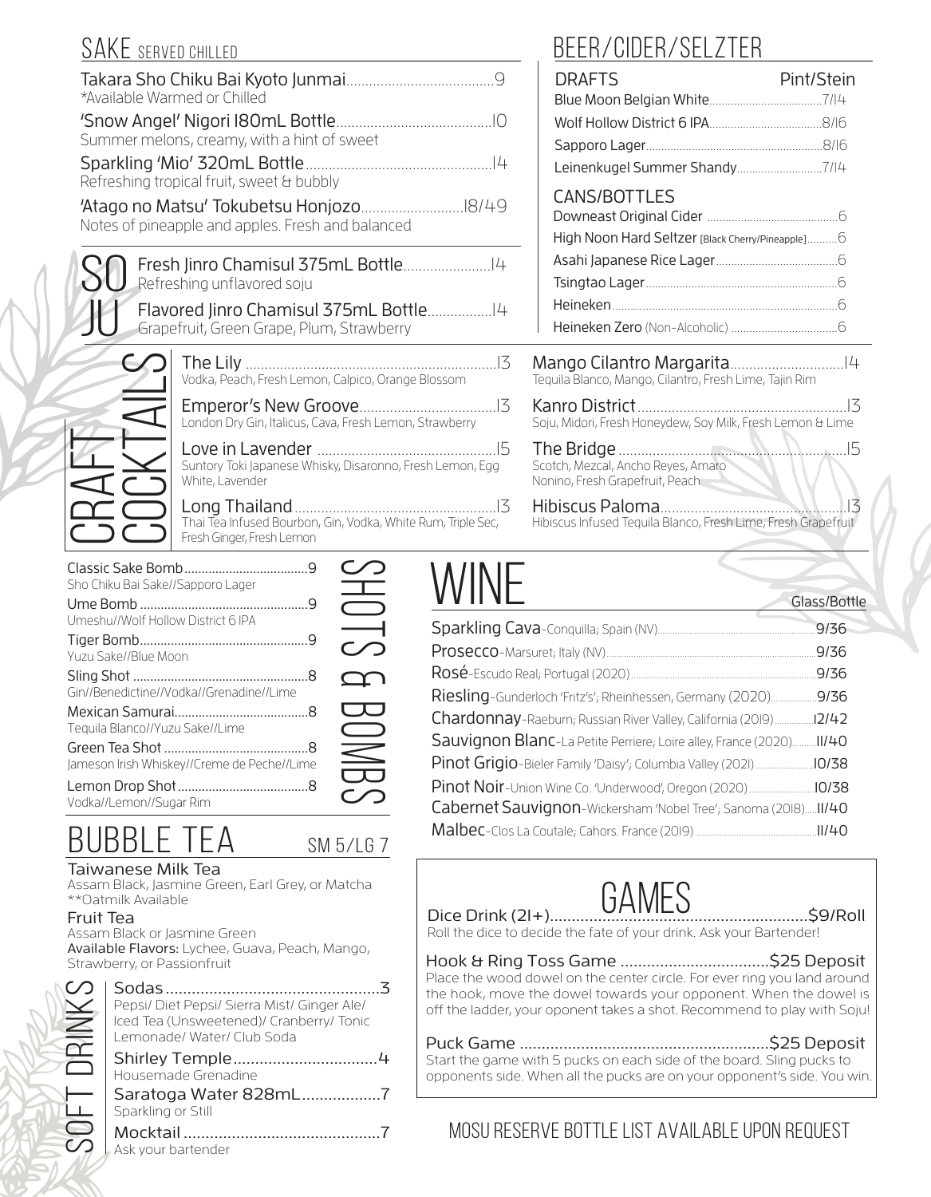## SAKE SERVED CHILLED

Takara Sho Chiku Bai Kyoto Junmai....................9
*Available Warmed or Chilled

'Snow Angel' Nigori 180mL Bottle....................10
Summer melons, creamy, with a hint of sweet

Sparkling 'Mio' 320mL Bottle....................14
Refreshing tropical fruit, sweet & bubbly

'Atago no Matsu' Tokubetsu Honjozo....................18/49
Notes of pineapple and apples. Fresh and balanced

## SOJU

Fresh Jinro Chamisul 375mL Bottle....................14
Refreshing unflavored soju

Flavored Jinro Chamisul 375mL Bottle....................14
Grapefruit, Green Grape, Plum, Strawberry

## BEER/CIDER/SELZTER

| DRAFTS | Pint/Stein |
|---|---|
| Blue Moon Belgian White | 7/14 |
| Wolf Hollow District 6 IPA | 8/16 |
| Sapporo Lager | 8/16 |
| Leinenkugel Summer Shandy | 7/14 |

### CANS/BOTTLES

Downeast Original Cider....................6
High Noon Hard Seltzer [Black Cherry/Pineapple]....................6
Asahi Japanese Rice Lager....................6
Tsingtao Lager....................6
Heineken....................6
Heineken Zero (Non-Alcoholic)....................6

## CRAFT COCKTAILS

The Lily....................13
Vodka, Peach, Fresh Lemon, Calpico, Orange Blossom

Emperor's New Groove....................13
London Dry Gin, Italicus, Cava, Fresh Lemon, Strawberry

Love in Lavender....................15
Suntory Toki Japanese Whisky, Disaronno, Fresh Lemon, Egg White, Lavender

Long Thailand....................13
Thai Tea Infused Bourbon, Gin, Vodka, White Rum, Triple Sec, Fresh Ginger, Fresh Lemon

Mango Cilantro Margarita....................14
Tequila Blanco, Mango, Cilantro, Fresh Lime, Tajin Rim

Kanro District....................13
Soju, Midori, Fresh Honeydew, Soy Milk, Fresh Lemon & Lime

The Bridge....................15
Scotch, Mezcal, Ancho Reyes, Amaro Nonino, Fresh Grapefruit, Peach

Hibiscus Paloma....................13
Hibiscus Infused Tequila Blanco, Fresh Lime, Fresh Grapefruit

## SHOTS & BOMBS

Classic Sake Bomb....................9
Sho Chiku Bai Sake//Sapporo Lager

Ume Bomb....................9
Umeshu//Wolf Hollow District 6 IPA

Tiger Bomb....................9
Yuzu Sake//Blue Moon

Sling Shot....................8
Gin//Benedictine//Vodka//Grenadine//Lime

Mexican Samurai....................8
Tequila Blanco//Yuzu Sake//Lime

Green Tea Shot....................8
Jameson Irish Whiskey//Creme de Peche//Lime

Lemon Drop Shot....................8
Vodka//Lemon//Sugar Rim

## WINE

| | Glass/Bottle |
|---|---|
| Sparkling Cava-Conquilla; Spain (NV) | 9/36 |
| Prosecco-Marsuret; Italy (NV) | 9/36 |
| Rosé-Escudo Real; Portugal (2020) | 9/36 |
| Riesling-Gunderloch 'Fritz's'; Rheinhessen, Germany (2020) | 9/36 |
| Chardonnay-Raeburn; Russian River Valley, California (2019) | 12/42 |
| Sauvignon Blanc-La Petite Perriere; Loire alley, France (2020) | 11/40 |
| Pinot Grigio-Bieler Family 'Daisy'; Columbia Valley (2021) | 10/38 |
| Pinot Noir-Union Wine Co. 'Underwood', Oregon (2020) | 10/38 |
| Cabernet Sauvignon-Wickersham 'Nobel Tree'; Sanoma (2018) | 11/40 |
| Malbec-Clos La Coutale; Cahors. France (2019) | 11/40 |

## BUBBLE TEA SM 5/LG 7

**Taiwanese Milk Tea**
Assam Black, Jasmine Green, Earl Grey, or Matcha
**Oatmilk Available

**Fruit Tea**
Assam Black or Jasmine Green
**Available Flavors:** Lychee, Guava, Peach, Mango, Strawberry, or Passionfruit

## SOFT DRINKS

Sodas....................3
Pepsi/ Diet Pepsi/ Sierra Mist/ Ginger Ale/ Iced Tea (Unsweetened)/ Cranberry/ Tonic Lemonade/ Water/ Club Soda

Shirley Temple....................4
Housemade Grenadine

Saratoga Water 828mL....................7
Sparkling or Still

Mocktail....................7
Ask your bartender

## GAMES

Dice Drink (21+)....................$9/Roll
Roll the dice to decide the fate of your drink. Ask your Bartender!

Hook & Ring Toss Game....................$25 Deposit
Place the wood dowel on the center circle. For ever ring you land around the hook, move the dowel towards your opponent. When the dowel is off the ladder, your oponent takes a shot. Recommend to play with Soju!

Puck Game....................$25 Deposit
Start the game with 5 pucks on each side of the board. Sling pucks to opponents side. When all the pucks are on your opponent's side. You win.

MOSU RESERVE BOTTLE LIST AVAILABLE UPON REQUEST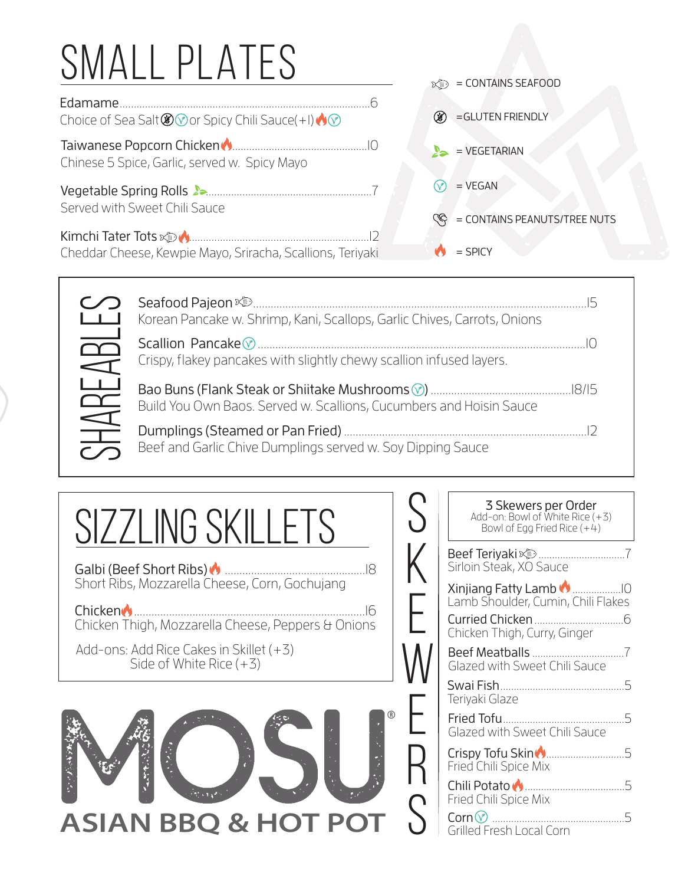# SMALL PLATES

- = CONTAINS SEAFOOD
- = GLUTEN FRIENDLY
- = VEGETARIAN
- = VEGAN
- = CONTAINS PEANUTS/TREE NUTS
- = SPICY

**Edamame** ........ 6
Choice of Sea Salt (gluten friendly, vegan) or Spicy Chili Sauce(+1) (spicy, vegan)

**Taiwanese Popcorn Chicken** (spicy) ........ 10
Chinese 5 Spice, Garlic, served w. Spicy Mayo

**Vegetable Spring Rolls** (vegetarian) ........ 7
Served with Sweet Chili Sauce

**Kimchi Tater Tots** (seafood, spicy) ........ 12
Cheddar Cheese, Kewpie Mayo, Sriracha, Scallions, Teriyaki

## SHAREABLES

**Seafood Pajeon** (seafood) ........ 15
Korean Pancake w. Shrimp, Kani, Scallops, Garlic Chives, Carrots, Onions

**Scallion Pancake** (vegan) ........ 10
Crispy, flakey pancakes with slightly chewy scallion infused layers.

**Bao Buns (Flank Steak or Shiitake Mushrooms** (vegan)**)** ........ 18/15
Build You Own Baos. Served w. Scallions, Cucumbers and Hoisin Sauce

**Dumplings (Steamed or Pan Fried)** ........ 12
Beef and Garlic Chive Dumplings served w. Soy Dipping Sauce

## SIZZLING SKILLETS

**Galbi (Beef Short Ribs)** (spicy) ........ 18
Short Ribs, Mozzarella Cheese, Corn, Gochujang

**Chicken** (spicy) ........ 16
Chicken Thigh, Mozzarella Cheese, Peppers & Onions

Add-ons: Add Rice Cakes in Skillet (+3)
Side of White Rice (+3)

## SKEWERS

3 Skewers per Order
Add-on: Bowl of White Rice (+3)
Bowl of Egg Fried Rice (+4)

**Beef Teriyaki** (seafood) ........ 7
Sirloin Steak, XO Sauce

**Xinjiang Fatty Lamb** (spicy) ........ 10
Lamb Shoulder, Cumin, Chili Flakes

**Curried Chicken** ........ 6
Chicken Thigh, Curry, Ginger

**Beef Meatballs** ........ 7
Glazed with Sweet Chili Sauce

**Swai Fish** ........ 5
Teriyaki Glaze

**Fried Tofu** ........ 5
Glazed with Sweet Chili Sauce

**Crispy Tofu Skin** (spicy) ........ 5
Fried Chili Spice Mix

**Chili Potato** (spicy) ........ 5
Fried Chili Spice Mix

**Corn** (vegan) ........ 5
Grilled Fresh Local Corn

MOSU®
ASIAN BBQ & HOT POT